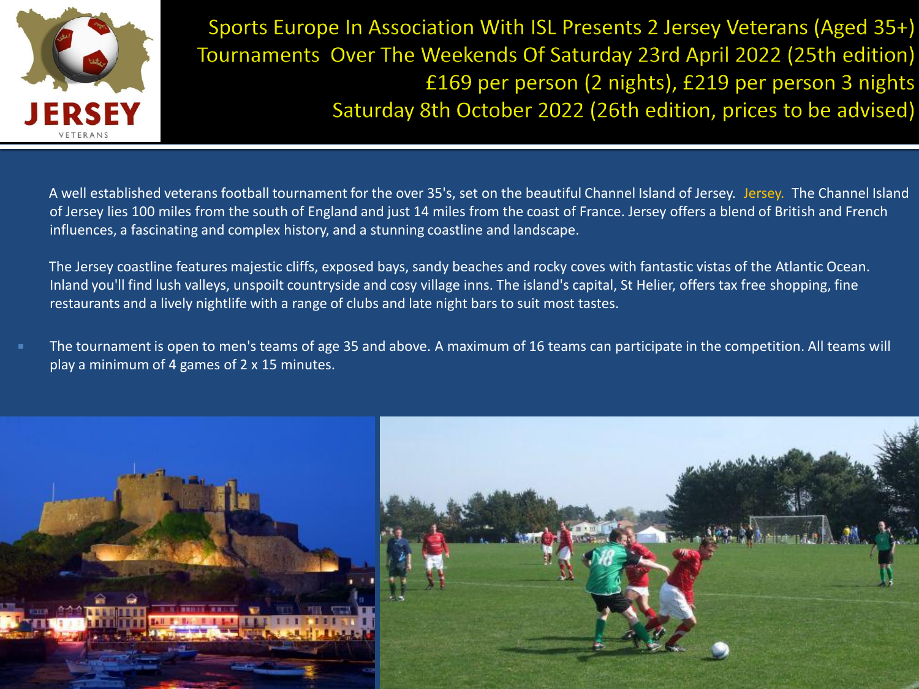JERSEY

VETERANS

# Sports Europe In Association With ISL Presents 2 Jersey Veterans (Aged 35+) Tournaments Over The Weekends Of Saturday 23rd April 2022 (25th edition) £169 per person (2 nights), £219 per person 3 nights Saturday 8th October 2022 (26th edition, prices to be advised)

A well established veterans football tournament for the over 35's, set on the beautiful Channel Island of Jersey. Jersey. The Channel Island of Jersey lies 100 miles from the south of England and just 14 miles from the coast of France. Jersey offers a blend of British and French influences, a fascinating and complex history, and a stunning coastline and landscape.

The Jersey coastline features majestic cliffs, exposed bays, sandy beaches and rocky coves with fantastic vistas of the Atlantic Ocean. Inland you'll find lush valleys, unspoilt countryside and cosy village inns. The island's capital, St Helier, offers tax free shopping, fine restaurants and a lively nightlife with a range of clubs and late night bars to suit most tastes.

- The tournament is open to men's teams of age 35 and above. A maximum of 16 teams can participate in the competition. All teams will play a minimum of 4 games of 2 x 15 minutes.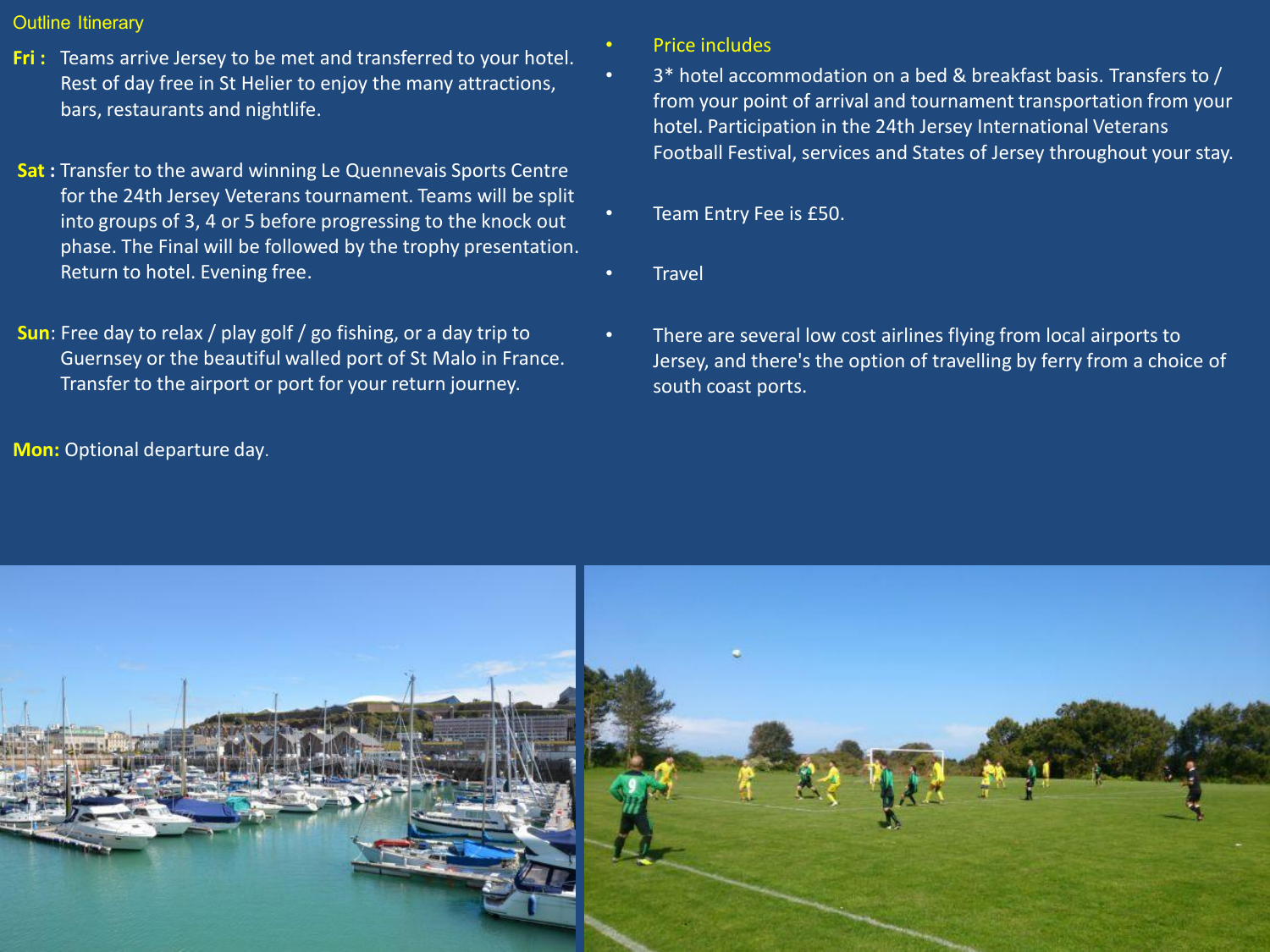## Outline Itinerary

**Fri :** Teams arrive Jersey to be met and transferred to your hotel. Rest of day free in St Helier to enjoy the many attractions, bars, restaurants and nightlife.

**Sat :** Transfer to the award winning Le Quennevais Sports Centre for the 24th Jersey Veterans tournament. Teams will be split into groups of 3, 4 or 5 before progressing to the knock out phase. The Final will be followed by the trophy presentation. Return to hotel. Evening free.

**Sun**: Free day to relax / play golf / go fishing, or a day trip to Guernsey or the beautiful walled port of St Malo in France. Transfer to the airport or port for your return journey.

**Mon:** Optional departure day.

- Price includes
- 3* hotel accommodation on a bed & breakfast basis. Transfers to / from your point of arrival and tournament transportation from your hotel. Participation in the 24th Jersey International Veterans Football Festival, services and States of Jersey throughout your stay.
- Team Entry Fee is £50.
- Travel
- There are several low cost airlines flying from local airports to Jersey, and there's the option of travelling by ferry from a choice of south coast ports.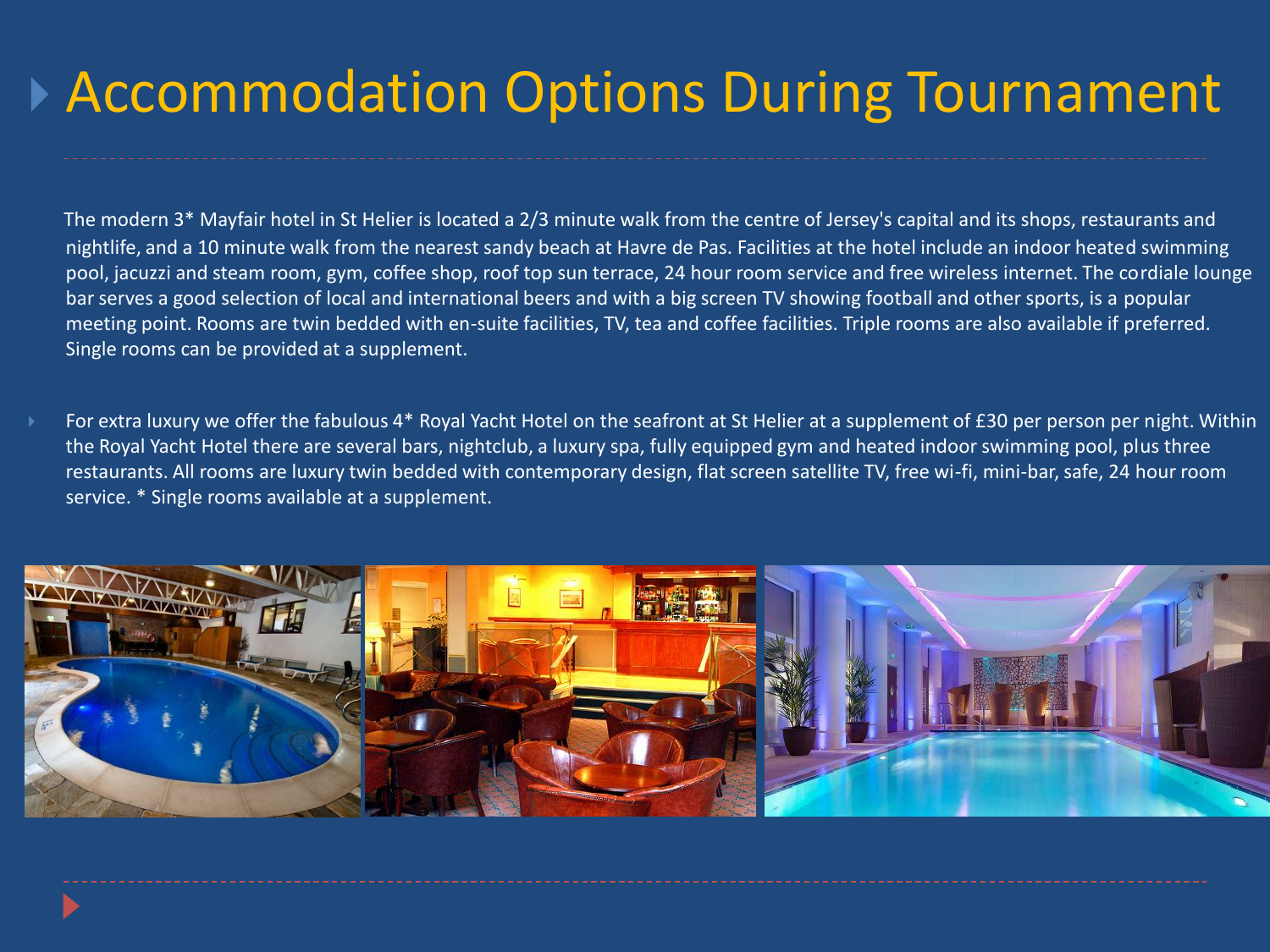# Accommodation Options During Tournament

The modern 3* Mayfair hotel in St Helier is located a 2/3 minute walk from the centre of Jersey's capital and its shops, restaurants and nightlife, and a 10 minute walk from the nearest sandy beach at Havre de Pas. Facilities at the hotel include an indoor heated swimming pool, jacuzzi and steam room, gym, coffee shop, roof top sun terrace, 24 hour room service and free wireless internet. The cordiale lounge bar serves a good selection of local and international beers and with a big screen TV showing football and other sports, is a popular meeting point. Rooms are twin bedded with en-suite facilities, TV, tea and coffee facilities. Triple rooms are also available if preferred. Single rooms can be provided at a supplement.

- For extra luxury we offer the fabulous 4* Royal Yacht Hotel on the seafront at St Helier at a supplement of £30 per person per night. Within the Royal Yacht Hotel there are several bars, nightclub, a luxury spa, fully equipped gym and heated indoor swimming pool, plus three restaurants. All rooms are luxury twin bedded with contemporary design, flat screen satellite TV, free wi-fi, mini-bar, safe, 24 hour room service. * Single rooms available at a supplement.